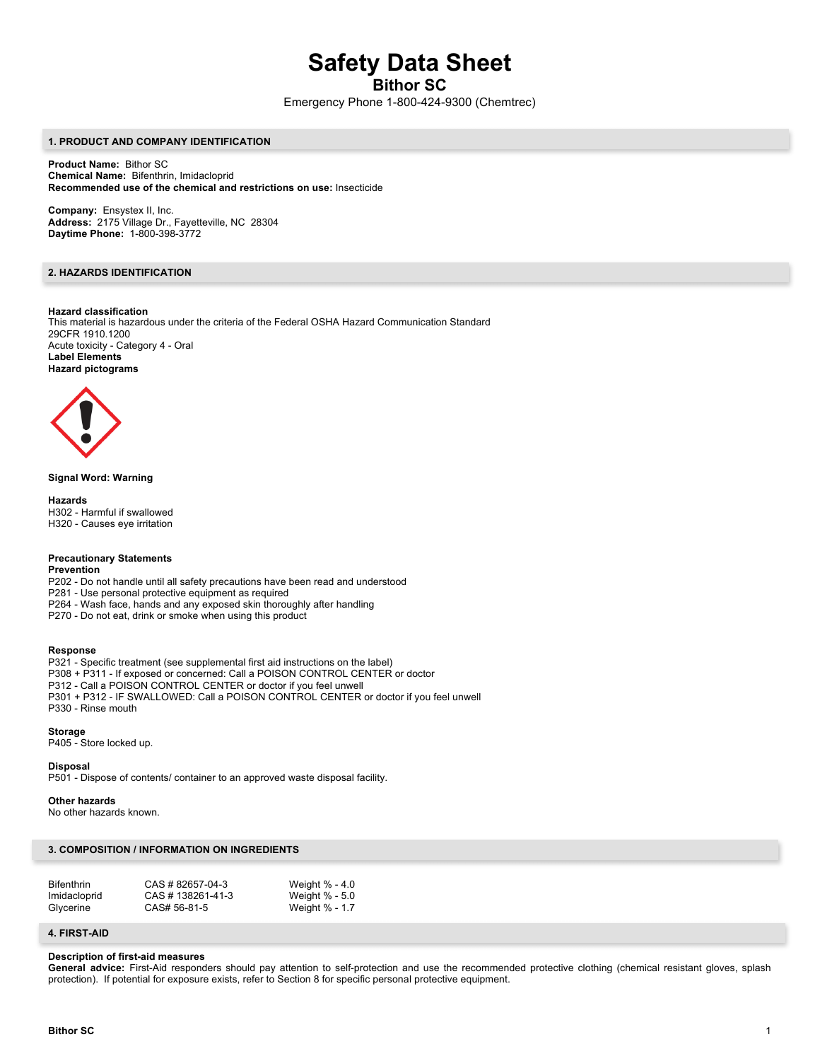# Safety Data Sheet

## Bithor SC

Emergency Phone 1-800-424-9300 (Chemtrec)

### 1. PRODUCT AND COMPANY IDENTIFICATION

**Product Name:** Bithor SC
**Chemical Name:** Bifenthrin, Imidacloprid
**Recommended use of the chemical and restrictions on use:** Insecticide

**Company:** Ensystex II, Inc.
**Address:** 2175 Village Dr., Fayetteville, NC 28304
**Daytime Phone:** 1-800-398-3772

### 2. HAZARDS IDENTIFICATION

**Hazard classification**
This material is hazardous under the criteria of the Federal OSHA Hazard Communication Standard 29CFR 1910.1200
Acute toxicity - Category 4 - Oral
**Label Elements**
**Hazard pictograms**

**Signal Word: Warning**

**Hazards**
H302 - Harmful if swallowed
H320 - Causes eye irritation

**Precautionary Statements**
**Prevention**
P202 - Do not handle until all safety precautions have been read and understood
P281 - Use personal protective equipment as required
P264 - Wash face, hands and any exposed skin thoroughly after handling
P270 - Do not eat, drink or smoke when using this product

**Response**
P321 - Specific treatment (see supplemental first aid instructions on the label)
P308 + P311 - If exposed or concerned: Call a POISON CONTROL CENTER or doctor
P312 - Call a POISON CONTROL CENTER or doctor if you feel unwell
P301 + P312 - IF SWALLOWED: Call a POISON CONTROL CENTER or doctor if you feel unwell
P330 - Rinse mouth

**Storage**
P405 - Store locked up.

**Disposal**
P501 - Dispose of contents/ container to an approved waste disposal facility.

**Other hazards**
No other hazards known.

### 3. COMPOSITION / INFORMATION ON INGREDIENTS

| | | |
|---|---|---|
| Bifenthrin | CAS # 82657-04-3 | Weight % - 4.0 |
| Imidacloprid | CAS # 138261-41-3 | Weight % - 5.0 |
| Glycerine | CAS# 56-81-5 | Weight % - 1.7 |

### 4. FIRST-AID

**Description of first-aid measures**
**General advice:** First-Aid responders should pay attention to self-protection and use the recommended protective clothing (chemical resistant gloves, splash protection). If potential for exposure exists, refer to Section 8 for specific personal protective equipment.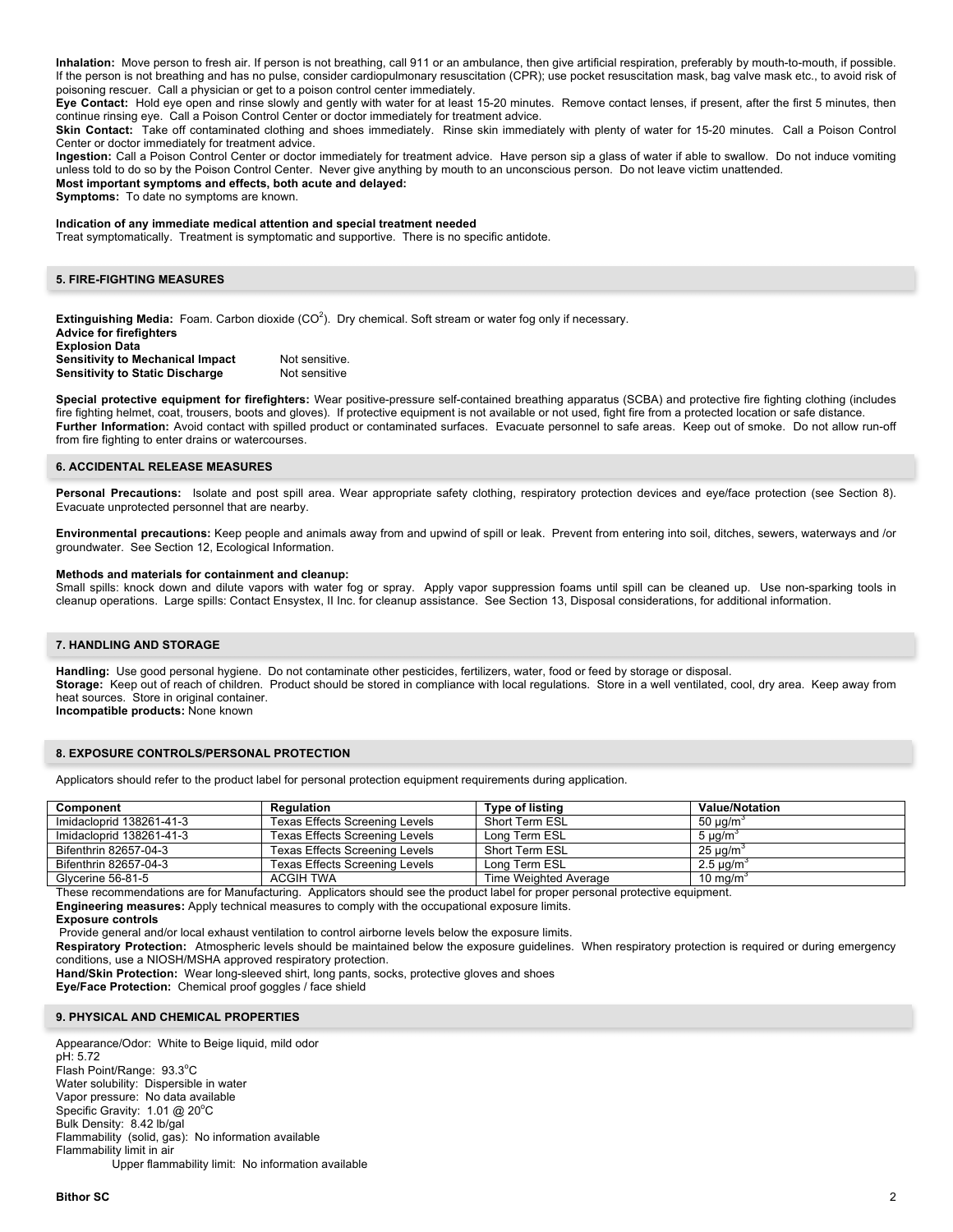**Inhalation:** Move person to fresh air. If person is not breathing, call 911 or an ambulance, then give artificial respiration, preferably by mouth-to-mouth, if possible. If the person is not breathing and has no pulse, consider cardiopulmonary resuscitation (CPR); use pocket resuscitation mask, bag valve mask etc., to avoid risk of poisoning rescuer. Call a physician or get to a poison control center immediately.

**Eye Contact:** Hold eye open and rinse slowly and gently with water for at least 15-20 minutes. Remove contact lenses, if present, after the first 5 minutes, then continue rinsing eye. Call a Poison Control Center or doctor immediately for treatment advice.

**Skin Contact:** Take off contaminated clothing and shoes immediately. Rinse skin immediately with plenty of water for 15-20 minutes. Call a Poison Control Center or doctor immediately for treatment advice.

**Ingestion:** Call a Poison Control Center or doctor immediately for treatment advice. Have person sip a glass of water if able to swallow. Do not induce vomiting unless told to do so by the Poison Control Center. Never give anything by mouth to an unconscious person. Do not leave victim unattended.

**Most important symptoms and effects, both acute and delayed:**

**Symptoms:** To date no symptoms are known.

**Indication of any immediate medical attention and special treatment needed**

Treat symptomatically. Treatment is symptomatic and supportive. There is no specific antidote.

## 5. FIRE-FIGHTING MEASURES

**Extinguishing Media:** Foam. Carbon dioxide ($CO^2$). Dry chemical. Soft stream or water fog only if necessary.

**Advice for firefighters**

**Explosion Data**

**Sensitivity to Mechanical Impact** Not sensitive.

**Sensitivity to Static Discharge** Not sensitive

**Special protective equipment for firefighters:** Wear positive-pressure self-contained breathing apparatus (SCBA) and protective fire fighting clothing (includes fire fighting helmet, coat, trousers, boots and gloves). If protective equipment is not available or not used, fight fire from a protected location or safe distance.

**Further Information:** Avoid contact with spilled product or contaminated surfaces. Evacuate personnel to safe areas. Keep out of smoke. Do not allow run-off from fire fighting to enter drains or watercourses.

## 6. ACCIDENTAL RELEASE MEASURES

**Personal Precautions:** Isolate and post spill area. Wear appropriate safety clothing, respiratory protection devices and eye/face protection (see Section 8). Evacuate unprotected personnel that are nearby.

**Environmental precautions:** Keep people and animals away from and upwind of spill or leak. Prevent from entering into soil, ditches, sewers, waterways and /or groundwater. See Section 12, Ecological Information.

**Methods and materials for containment and cleanup:**

Small spills: knock down and dilute vapors with water fog or spray. Apply vapor suppression foams until spill can be cleaned up. Use non-sparking tools in cleanup operations. Large spills: Contact Ensystex, II Inc. for cleanup assistance. See Section 13, Disposal considerations, for additional information.

## 7. HANDLING AND STORAGE

**Handling:** Use good personal hygiene. Do not contaminate other pesticides, fertilizers, water, food or feed by storage or disposal.

**Storage:** Keep out of reach of children. Product should be stored in compliance with local regulations. Store in a well ventilated, cool, dry area. Keep away from heat sources. Store in original container.

**Incompatible products:** None known

## 8. EXPOSURE CONTROLS/PERSONAL PROTECTION

Applicators should refer to the product label for personal protection equipment requirements during application.

| Component | Regulation | Type of listing | Value/Notation |
|---|---|---|---|
| Imidacloprid 138261-41-3 | Texas Effects Screening Levels | Short Term ESL | 50 µg/m$^3$ |
| Imidacloprid 138261-41-3 | Texas Effects Screening Levels | Long Term ESL | 5 µg/m$^3$ |
| Bifenthrin 82657-04-3 | Texas Effects Screening Levels | Short Term ESL | 25 µg/m$^3$ |
| Bifenthrin 82657-04-3 | Texas Effects Screening Levels | Long Term ESL | 2.5 µg/m$^3$ |
| Glycerine 56-81-5 | ACGIH TWA | Time Weighted Average | 10 mg/m$^3$ |

These recommendations are for Manufacturing. Applicators should see the product label for proper personal protective equipment.

**Engineering measures:** Apply technical measures to comply with the occupational exposure limits.

**Exposure controls**

Provide general and/or local exhaust ventilation to control airborne levels below the exposure limits.

**Respiratory Protection:** Atmospheric levels should be maintained below the exposure guidelines. When respiratory protection is required or during emergency conditions, use a NIOSH/MSHA approved respiratory protection.

**Hand/Skin Protection:** Wear long-sleeved shirt, long pants, socks, protective gloves and shoes

**Eye/Face Protection:** Chemical proof goggles / face shield

## 9. PHYSICAL AND CHEMICAL PROPERTIES

Appearance/Odor: White to Beige liquid, mild odor

pH: 5.72

Flash Point/Range: 93.3°C

Water solubility: Dispersible in water

Vapor pressure: No data available

Specific Gravity: 1.01 @ 20°C

Bulk Density: 8.42 lb/gal

Flammability (solid, gas): No information available

Flammability limit in air

Upper flammability limit: No information available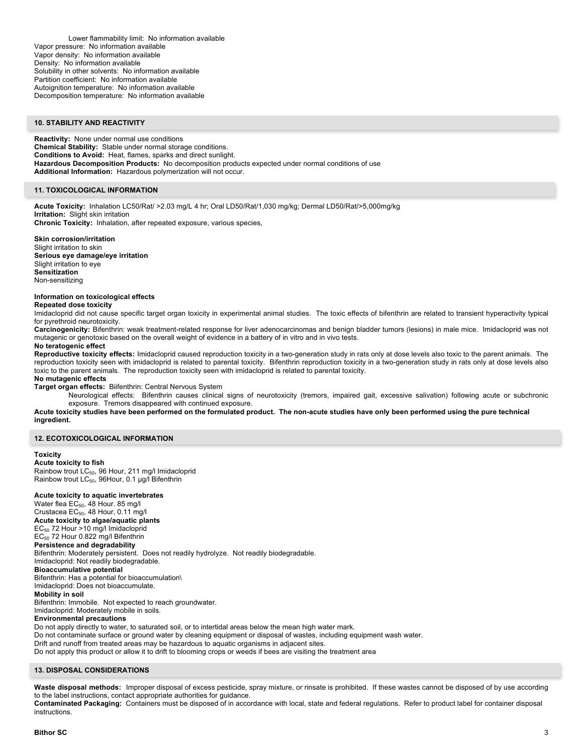Lower flammability limit: No information available
Vapor pressure: No information available
Vapor density: No information available
Density: No information available
Solubility in other solvents: No information available
Partition coefficient: No information available
Autoignition temperature: No information available
Decomposition temperature: No information available

## 10. STABILITY AND REACTIVITY

**Reactivity:** None under normal use conditions
**Chemical Stability:** Stable under normal storage conditions.
**Conditions to Avoid:** Heat, flames, sparks and direct sunlight.
**Hazardous Decomposition Products:** No decomposition products expected under normal conditions of use
**Additional Information:** Hazardous polymerization will not occur.

## 11. TOXICOLOGICAL INFORMATION

**Acute Toxicity:** Inhalation LC50/Rat/ >2.03 mg/L 4 hr; Oral LD50/Rat/1,030 mg/kg; Dermal LD50/Rat/>5,000mg/kg
**Irritation:** Slight skin irritation
**Chronic Toxicity:** Inhalation, after repeated exposure, various species,

**Skin corrosion/irritation**
Slight irritation to skin
**Serious eye damage/eye irritation**
Slight irritation to eye
**Sensitization**
Non-sensitizing

**Information on toxicological effects**
**Repeated dose toxicity**
Imidacloprid did not cause specific target organ toxicity in experimental animal studies. The toxic effects of bifenthrin are related to transient hyperactivity typical for pyrethroid neurotoxicity.
**Carcinogenicity:** Bifenthrin: weak treatment-related response for liver adenocarcinomas and benign bladder tumors (lesions) in male mice. Imidacloprid was not mutagenic or genotoxic based on the overall weight of evidence in a battery of in vitro and in vivo tests.
**No teratogenic effect**
**Reproductive toxicity effects:** Imidacloprid caused reproduction toxicity in a two-generation study in rats only at dose levels also toxic to the parent animals. The reproduction toxicity seen with imidacloprid is related to parental toxicity. Bifenthrin reproduction toxicity in a two-generation study in rats only at dose levels also toxic to the parent animals. The reproduction toxicity seen with imidacloprid is related to parental toxicity.
**No mutagenic effects**
**Target organ effects:** Biifenthrin: Central Nervous System

Neurological effects: Bifenthrin causes clinical signs of neurotoxicity (tremors, impaired gait, excessive salivation) following acute or subchronic exposure. Tremors disappeared with continued exposure.

**Acute toxicity studies have been performed on the formulated product. The non-acute studies have only been performed using the pure technical ingredient.**

## 12. ECOTOXICOLOGICAL INFORMATION

**Toxicity**
**Acute toxicity to fish**
Rainbow trout $LC_{50}$, 96 Hour, 211 mg/l Imidacloprid
Rainbow trout $LC_{50}$, 96Hour, 0.1 µg/l Bifenthrin

**Acute toxicity to aquatic invertebrates**
Water flea $EC_{50}$, 48 Hour. 85 mg/l
Crustacea $EC_{50}$, 48 Hour, 0.11 mg/l
**Acute toxicity to algae/aquatic plants**
$EC_{50}$ 72 Hour >10 mg/l Imidacloprid
$EC_{50}$ 72 Hour 0.822 mg/l Bifenthrin
**Persistence and degradability**
Bifenthrin: Moderately persistent. Does not readily hydrolyze. Not readily biodegradable.
Imidacloprid: Not readily biodegradable.
**Bioaccumulative potential**
Bifenthrin: Has a potential for bioaccumulation\
Imidacloprid: Does not bioaccumulate.
**Mobility in soil**
Bifenthrin: Immobile. Not expected to reach groundwater.
Imidacloprid: Moderately mobile in soils.
**Environmental precautions**
Do not apply directly to water, to saturated soil, or to intertidal areas below the mean high water mark.
Do not contaminate surface or ground water by cleaning equipment or disposal of wastes, including equipment wash water.
Drift and runoff from treated areas may be hazardous to aquatic organisms in adjacent sites.
Do not apply this product or allow it to drift to blooming crops or weeds if bees are visiting the treatment area

## 13. DISPOSAL CONSIDERATIONS

**Waste disposal methods:** Improper disposal of excess pesticide, spray mixture, or rinsate is prohibited. If these wastes cannot be disposed of by use according to the label instructions, contact appropriate authorities for guidance.
**Contaminated Packaging:** Containers must be disposed of in accordance with local, state and federal regulations. Refer to product label for container disposal instructions.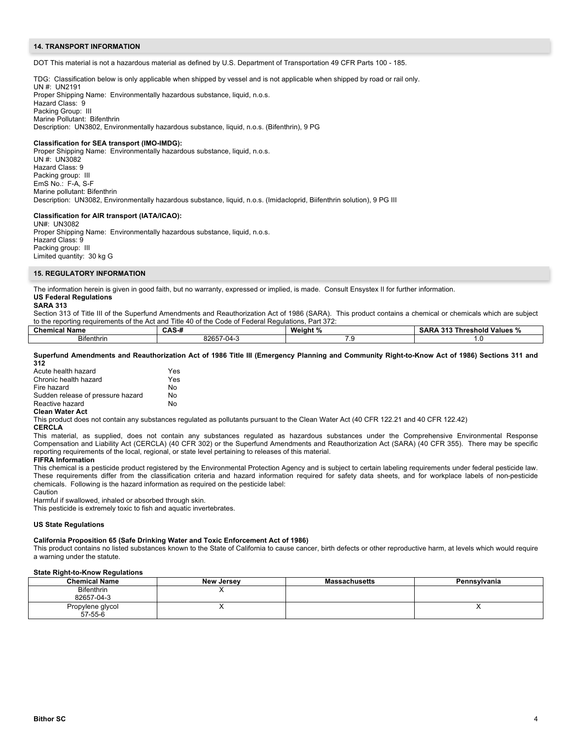## 14. TRANSPORT INFORMATION

DOT This material is not a hazardous material as defined by U.S. Department of Transportation 49 CFR Parts 100 - 185.

TDG: Classification below is only applicable when shipped by vessel and is not applicable when shipped by road or rail only.
UN #: UN2191
Proper Shipping Name: Environmentally hazardous substance, liquid, n.o.s.
Hazard Class: 9
Packing Group: III
Marine Pollutant: Bifenthrin
Description: UN3802, Environmentally hazardous substance, liquid, n.o.s. (Bifenthrin), 9 PG

**Classification for SEA transport (IMO-IMDG):**
Proper Shipping Name: Environmentally hazardous substance, liquid, n.o.s.
UN #: UN3082
Hazard Class: 9
Packing group: III
EmS No.: F-A, S-F
Marine pollutant: Bifenthrin
Description: UN3082, Environmentally hazardous substance, liquid, n.o.s. (Imidacloprid, Biifenthrin solution), 9 PG III

**Classification for AIR transport (IATA/ICAO):**
UN#: UN3082
Proper Shipping Name: Environmentally hazardous substance, liquid, n.o.s.
Hazard Class: 9
Packing group: III
Limited quantity: 30 kg G

## 15. REGULATORY INFORMATION

The information herein is given in good faith, but no warranty, expressed or implied, is made. Consult Ensystex II for further information.

**US Federal Regulations**

**SARA 313**

Section 313 of Title III of the Superfund Amendments and Reauthorization Act of 1986 (SARA). This product contains a chemical or chemicals which are subject to the reporting requirements of the Act and Title 40 of the Code of Federal Regulations, Part 372:

| Chemical Name | CAS-# | Weight % | SARA 313 Threshold Values % |
|---|---|---|---|
| Bifenthrin | 82657-04-3 | 7.9 | 1.0 |

**Superfund Amendments and Reauthorization Act of 1986 Title III (Emergency Planning and Community Right-to-Know Act of 1986) Sections 311 and 312**

| | |
|---|---|
| Acute health hazard | Yes |
| Chronic health hazard | Yes |
| Fire hazard | No |
| Sudden release of pressure hazard | No |
| Reactive hazard | No |

**Clean Water Act**

This product does not contain any substances regulated as pollutants pursuant to the Clean Water Act (40 CFR 122.21 and 40 CFR 122.42)

**CERCLA**

This material, as supplied, does not contain any substances regulated as hazardous substances under the Comprehensive Environmental Response Compensation and Liability Act (CERCLA) (40 CFR 302) or the Superfund Amendments and Reauthorization Act (SARA) (40 CFR 355). There may be specific reporting requirements of the local, regional, or state level pertaining to releases of this material.

**FIFRA Information**

This chemical is a pesticide product registered by the Environmental Protection Agency and is subject to certain labeling requirements under federal pesticide law. These requirements differ from the classification criteria and hazard information required for safety data sheets, and for workplace labels of non-pesticide chemicals. Following is the hazard information as required on the pesticide label:

Caution

Harmful if swallowed, inhaled or absorbed through skin.

This pesticide is extremely toxic to fish and aquatic invertebrates.

**US State Regulations**

**California Proposition 65 (Safe Drinking Water and Toxic Enforcement Act of 1986)**

This product contains no listed substances known to the State of California to cause cancer, birth defects or other reproductive harm, at levels which would require a warning under the statute.

**State Right-to-Know Regulations**

| Chemical Name | New Jersey | Massachusetts | Pennsylvania |
|---|---|---|---|
| Bifenthrin 82657-04-3 | X | | |
| Propylene glycol 57-55-6 | X | | X |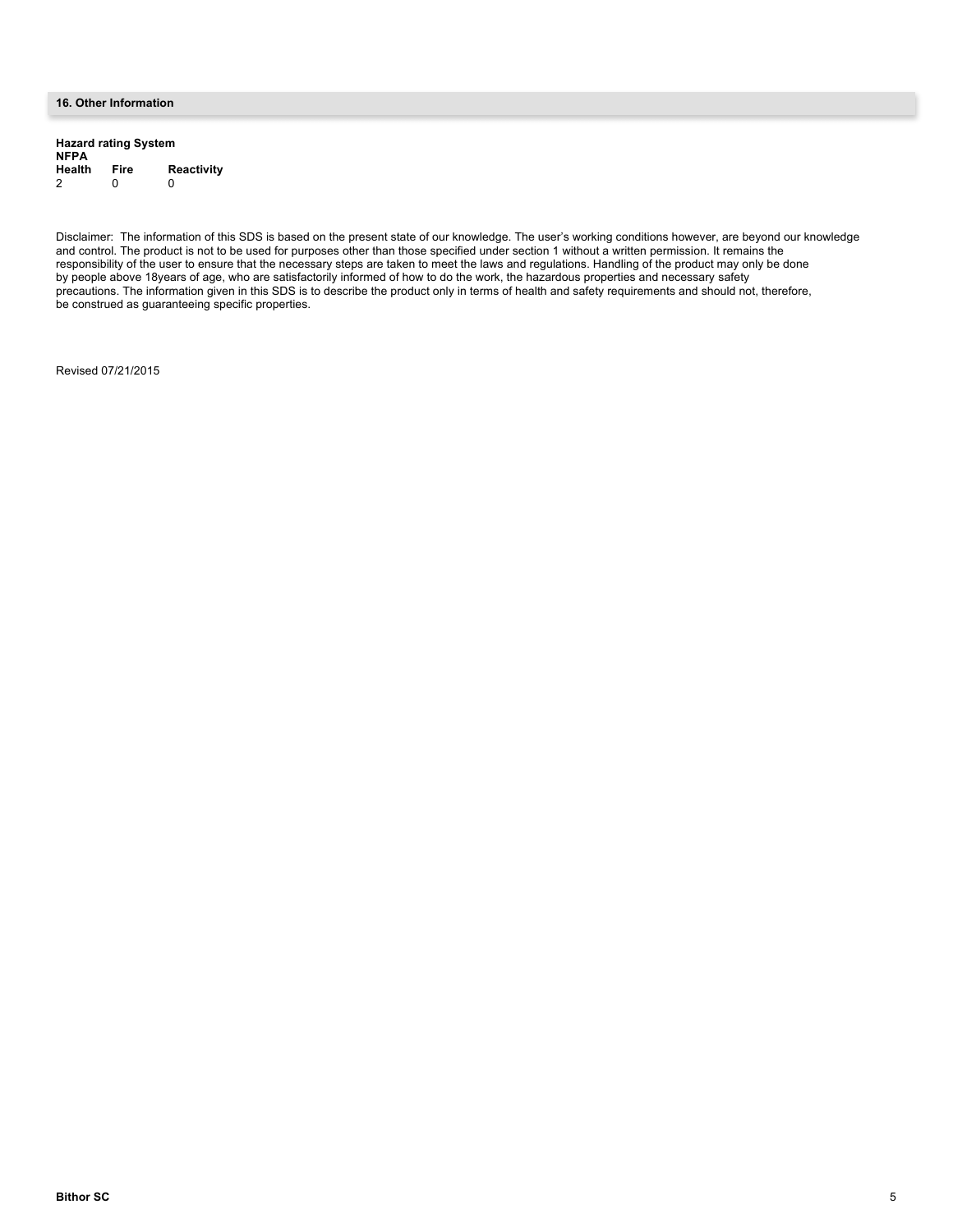## 16. Other Information

**Hazard rating System**
**NFPA**

| Health | Fire | Reactivity |
|---|---|---|
| 2 | 0 | 0 |

Disclaimer: The information of this SDS is based on the present state of our knowledge. The user's working conditions however, are beyond our knowledge and control. The product is not to be used for purposes other than those specified under section 1 without a written permission. It remains the responsibility of the user to ensure that the necessary steps are taken to meet the laws and regulations. Handling of the product may only be done by people above 18years of age, who are satisfactorily informed of how to do the work, the hazardous properties and necessary safety precautions. The information given in this SDS is to describe the product only in terms of health and safety requirements and should not, therefore, be construed as guaranteeing specific properties.

Revised 07/21/2015